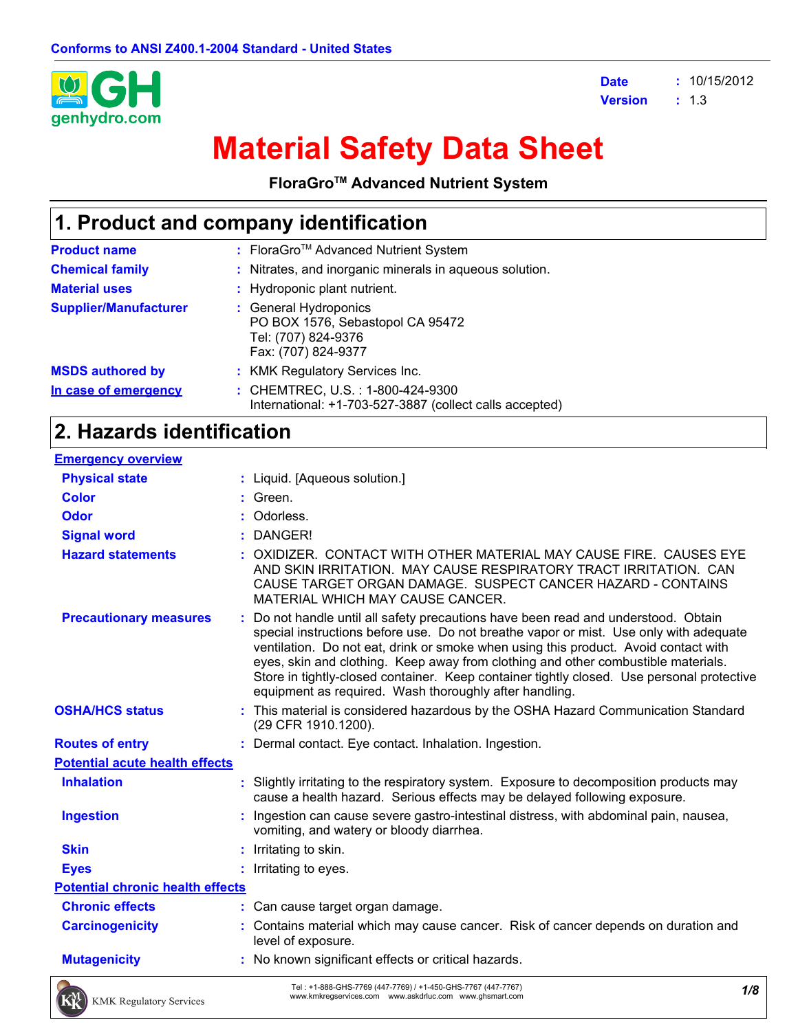Conforms to ANSI Z400.1-2004 Standard - United States

genhydro.com

**Date** : 10/15/2012
**Version** : 1.3

# Material Safety Data Sheet

**FloraGro™ Advanced Nutrient System**

## 1. Product and company identification

**Product name** : FloraGro™ Advanced Nutrient System
**Chemical family** : Nitrates, and inorganic minerals in aqueous solution.
**Material uses** : Hydroponic plant nutrient.
**Supplier/Manufacturer** : General Hydroponics
PO BOX 1576, Sebastopol CA 95472
Tel: (707) 824-9376
Fax: (707) 824-9377
**MSDS authored by** : KMK Regulatory Services Inc.
**In case of emergency** : CHEMTREC, U.S. : 1-800-424-9300
International: +1-703-527-3887 (collect calls accepted)

## 2. Hazards identification

**Emergency overview**

**Physical state** : Liquid. [Aqueous solution.]
**Color** : Green.
**Odor** : Odorless.
**Signal word** : DANGER!
**Hazard statements** : OXIDIZER. CONTACT WITH OTHER MATERIAL MAY CAUSE FIRE. CAUSES EYE AND SKIN IRRITATION. MAY CAUSE RESPIRATORY TRACT IRRITATION. CAN CAUSE TARGET ORGAN DAMAGE. SUSPECT CANCER HAZARD - CONTAINS MATERIAL WHICH MAY CAUSE CANCER.
**Precautionary measures** : Do not handle until all safety precautions have been read and understood. Obtain special instructions before use. Do not breathe vapor or mist. Use only with adequate ventilation. Do not eat, drink or smoke when using this product. Avoid contact with eyes, skin and clothing. Keep away from clothing and other combustible materials. Store in tightly-closed container. Keep container tightly closed. Use personal protective equipment as required. Wash thoroughly after handling.

**OSHA/HCS status** : This material is considered hazardous by the OSHA Hazard Communication Standard (29 CFR 1910.1200).
**Routes of entry** : Dermal contact. Eye contact. Inhalation. Ingestion.

**Potential acute health effects**

**Inhalation** : Slightly irritating to the respiratory system. Exposure to decomposition products may cause a health hazard. Serious effects may be delayed following exposure.
**Ingestion** : Ingestion can cause severe gastro-intestinal distress, with abdominal pain, nausea, vomiting, and watery or bloody diarrhea.
**Skin** : Irritating to skin.
**Eyes** : Irritating to eyes.

**Potential chronic health effects**

**Chronic effects** : Can cause target organ damage.
**Carcinogenicity** : Contains material which may cause cancer. Risk of cancer depends on duration and level of exposure.
**Mutagenicity** : No known significant effects or critical hazards.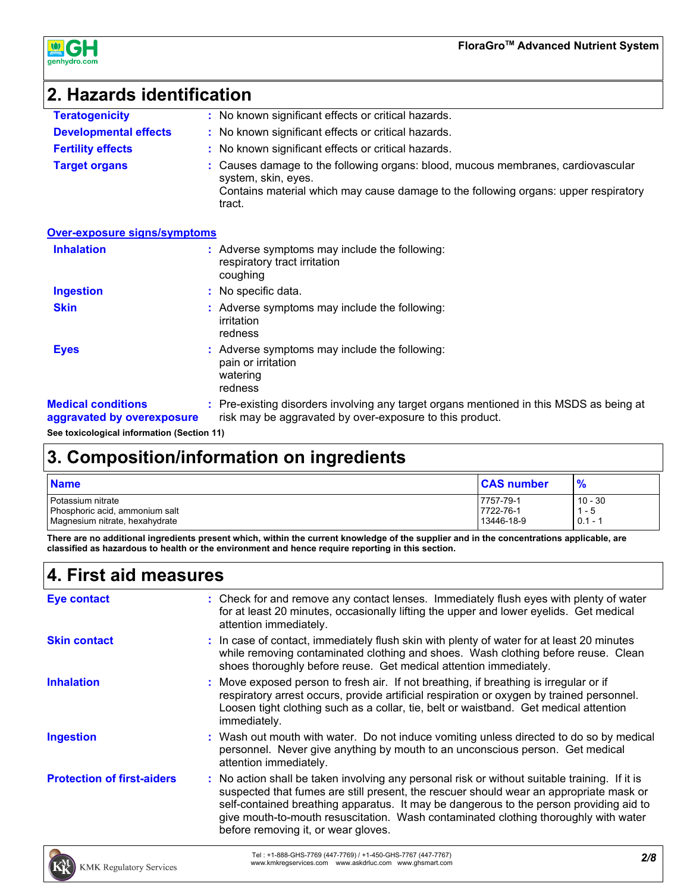## 2. Hazards identification

**Teratogenicity** : No known significant effects or critical hazards.

**Developmental effects** : No known significant effects or critical hazards.

**Fertility effects** : No known significant effects or critical hazards.

**Target organs** : Causes damage to the following organs: blood, mucous membranes, cardiovascular system, skin, eyes.
Contains material which may cause damage to the following organs: upper respiratory tract.

### Over-exposure signs/symptoms

**Inhalation** : Adverse symptoms may include the following:
respiratory tract irritation
coughing

**Ingestion** : No specific data.

**Skin** : Adverse symptoms may include the following:
irritation
redness

**Eyes** : Adverse symptoms may include the following:
pain or irritation
watering
redness

**Medical conditions aggravated by overexposure** : Pre-existing disorders involving any target organs mentioned in this MSDS as being at risk may be aggravated by over-exposure to this product.

**See toxicological information (Section 11)**

## 3. Composition/information on ingredients

| Name | CAS number | % |
|---|---|---|
| Potassium nitrate | 7757-79-1 | 10 - 30 |
| Phosphoric acid, ammonium salt | 7722-76-1 | 1 - 5 |
| Magnesium nitrate, hexahydrate | 13446-18-9 | 0.1 - 1 |

**There are no additional ingredients present which, within the current knowledge of the supplier and in the concentrations applicable, are classified as hazardous to health or the environment and hence require reporting in this section.**

## 4. First aid measures

**Eye contact** : Check for and remove any contact lenses. Immediately flush eyes with plenty of water for at least 20 minutes, occasionally lifting the upper and lower eyelids. Get medical attention immediately.

**Skin contact** : In case of contact, immediately flush skin with plenty of water for at least 20 minutes while removing contaminated clothing and shoes. Wash clothing before reuse. Clean shoes thoroughly before reuse. Get medical attention immediately.

**Inhalation** : Move exposed person to fresh air. If not breathing, if breathing is irregular or if respiratory arrest occurs, provide artificial respiration or oxygen by trained personnel. Loosen tight clothing such as a collar, tie, belt or waistband. Get medical attention immediately.

**Ingestion** : Wash out mouth with water. Do not induce vomiting unless directed to do so by medical personnel. Never give anything by mouth to an unconscious person. Get medical attention immediately.

**Protection of first-aiders** : No action shall be taken involving any personal risk or without suitable training. If it is suspected that fumes are still present, the rescuer should wear an appropriate mask or self-contained breathing apparatus. It may be dangerous to the person providing aid to give mouth-to-mouth resuscitation. Wash contaminated clothing thoroughly with water before removing it, or wear gloves.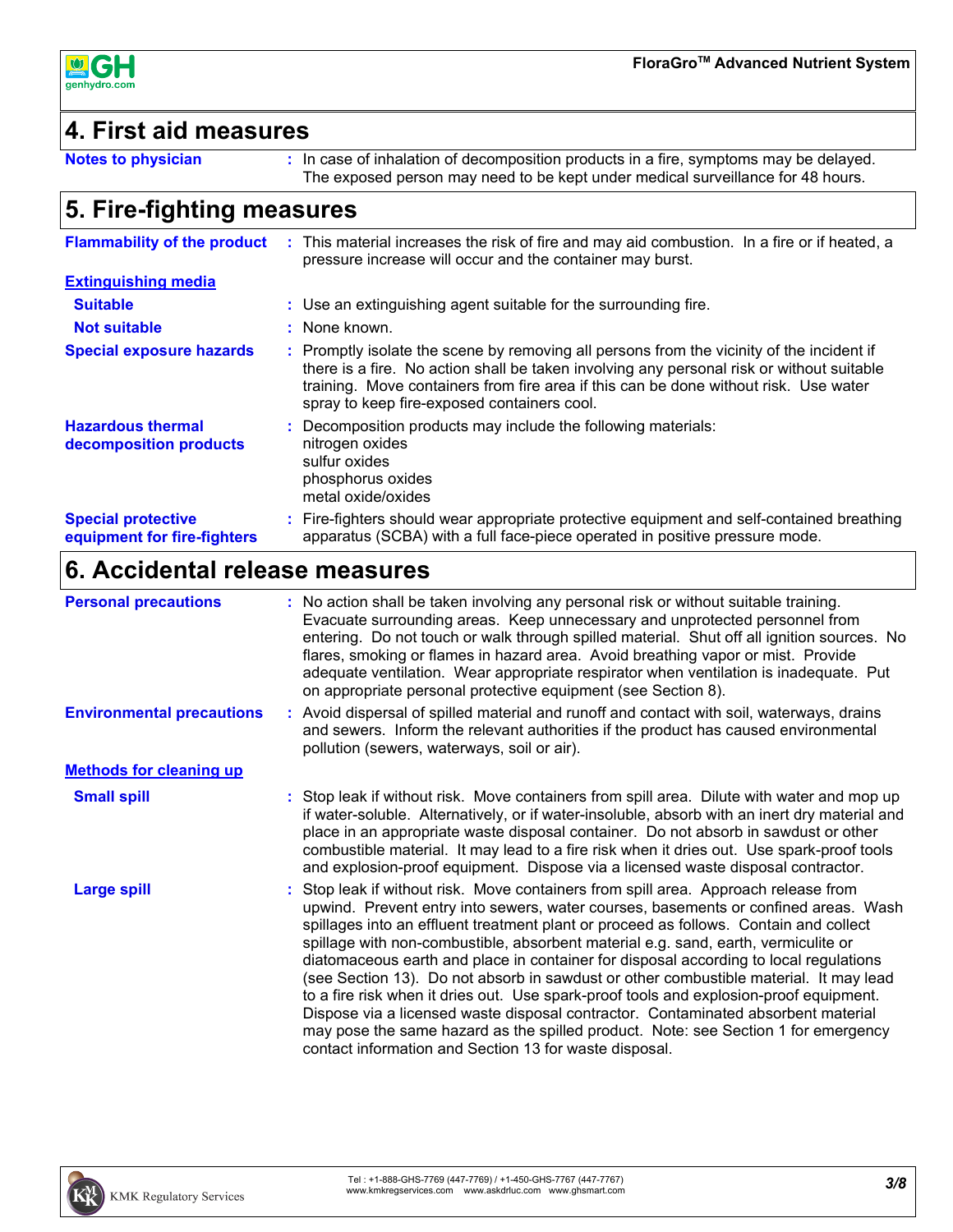## 4. First aid measures

**Notes to physician** : In case of inhalation of decomposition products in a fire, symptoms may be delayed. The exposed person may need to be kept under medical surveillance for 48 hours.

## 5. Fire-fighting measures

**Flammability of the product** : This material increases the risk of fire and may aid combustion. In a fire or if heated, a pressure increase will occur and the container may burst.

**Extinguishing media**

**Suitable** : Use an extinguishing agent suitable for the surrounding fire.

**Not suitable** : None known.

**Special exposure hazards** : Promptly isolate the scene by removing all persons from the vicinity of the incident if there is a fire. No action shall be taken involving any personal risk or without suitable training. Move containers from fire area if this can be done without risk. Use water spray to keep fire-exposed containers cool.

**Hazardous thermal decomposition products** : Decomposition products may include the following materials:
nitrogen oxides
sulfur oxides
phosphorus oxides
metal oxide/oxides

**Special protective equipment for fire-fighters** : Fire-fighters should wear appropriate protective equipment and self-contained breathing apparatus (SCBA) with a full face-piece operated in positive pressure mode.

## 6. Accidental release measures

**Personal precautions** : No action shall be taken involving any personal risk or without suitable training. Evacuate surrounding areas. Keep unnecessary and unprotected personnel from entering. Do not touch or walk through spilled material. Shut off all ignition sources. No flares, smoking or flames in hazard area. Avoid breathing vapor or mist. Provide adequate ventilation. Wear appropriate respirator when ventilation is inadequate. Put on appropriate personal protective equipment (see Section 8).

**Environmental precautions** : Avoid dispersal of spilled material and runoff and contact with soil, waterways, drains and sewers. Inform the relevant authorities if the product has caused environmental pollution (sewers, waterways, soil or air).

**Methods for cleaning up**

**Small spill** : Stop leak if without risk. Move containers from spill area. Dilute with water and mop up if water-soluble. Alternatively, or if water-insoluble, absorb with an inert dry material and place in an appropriate waste disposal container. Do not absorb in sawdust or other combustible material. It may lead to a fire risk when it dries out. Use spark-proof tools and explosion-proof equipment. Dispose via a licensed waste disposal contractor.

**Large spill** : Stop leak if without risk. Move containers from spill area. Approach release from upwind. Prevent entry into sewers, water courses, basements or confined areas. Wash spillages into an effluent treatment plant or proceed as follows. Contain and collect spillage with non-combustible, absorbent material e.g. sand, earth, vermiculite or diatomaceous earth and place in container for disposal according to local regulations (see Section 13). Do not absorb in sawdust or other combustible material. It may lead to a fire risk when it dries out. Use spark-proof tools and explosion-proof equipment. Dispose via a licensed waste disposal contractor. Contaminated absorbent material may pose the same hazard as the spilled product. Note: see Section 1 for emergency contact information and Section 13 for waste disposal.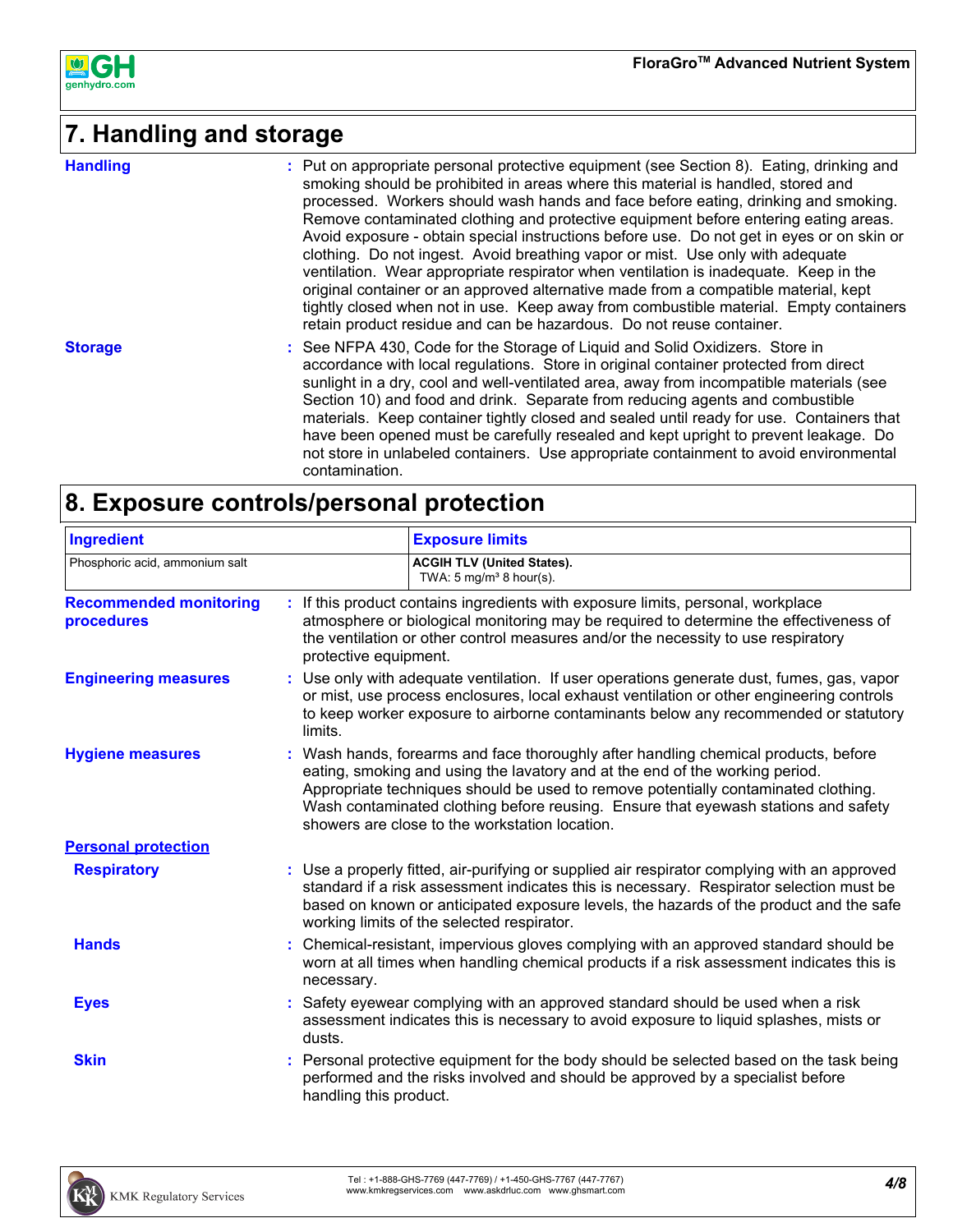## 7. Handling and storage

**Handling** : Put on appropriate personal protective equipment (see Section 8). Eating, drinking and smoking should be prohibited in areas where this material is handled, stored and processed. Workers should wash hands and face before eating, drinking and smoking. Remove contaminated clothing and protective equipment before entering eating areas. Avoid exposure - obtain special instructions before use. Do not get in eyes or on skin or clothing. Do not ingest. Avoid breathing vapor or mist. Use only with adequate ventilation. Wear appropriate respirator when ventilation is inadequate. Keep in the original container or an approved alternative made from a compatible material, kept tightly closed when not in use. Keep away from combustible material. Empty containers retain product residue and can be hazardous. Do not reuse container.

**Storage** : See NFPA 430, Code for the Storage of Liquid and Solid Oxidizers. Store in accordance with local regulations. Store in original container protected from direct sunlight in a dry, cool and well-ventilated area, away from incompatible materials (see Section 10) and food and drink. Separate from reducing agents and combustible materials. Keep container tightly closed and sealed until ready for use. Containers that have been opened must be carefully resealed and kept upright to prevent leakage. Do not store in unlabeled containers. Use appropriate containment to avoid environmental contamination.

## 8. Exposure controls/personal protection

| Ingredient | Exposure limits |
| --- | --- |
| Phosphoric acid, ammonium salt | **ACGIH TLV (United States).** TWA: 5 mg/m³ 8 hour(s). |

**Recommended monitoring procedures** : If this product contains ingredients with exposure limits, personal, workplace atmosphere or biological monitoring may be required to determine the effectiveness of the ventilation or other control measures and/or the necessity to use respiratory protective equipment.

**Engineering measures** : Use only with adequate ventilation. If user operations generate dust, fumes, gas, vapor or mist, use process enclosures, local exhaust ventilation or other engineering controls to keep worker exposure to airborne contaminants below any recommended or statutory limits.

**Hygiene measures** : Wash hands, forearms and face thoroughly after handling chemical products, before eating, smoking and using the lavatory and at the end of the working period. Appropriate techniques should be used to remove potentially contaminated clothing. Wash contaminated clothing before reusing. Ensure that eyewash stations and safety showers are close to the workstation location.

**Personal protection**

**Respiratory** : Use a properly fitted, air-purifying or supplied air respirator complying with an approved standard if a risk assessment indicates this is necessary. Respirator selection must be based on known or anticipated exposure levels, the hazards of the product and the safe working limits of the selected respirator.

**Hands** : Chemical-resistant, impervious gloves complying with an approved standard should be worn at all times when handling chemical products if a risk assessment indicates this is necessary.

**Eyes** : Safety eyewear complying with an approved standard should be used when a risk assessment indicates this is necessary to avoid exposure to liquid splashes, mists or dusts.

**Skin** : Personal protective equipment for the body should be selected based on the task being performed and the risks involved and should be approved by a specialist before handling this product.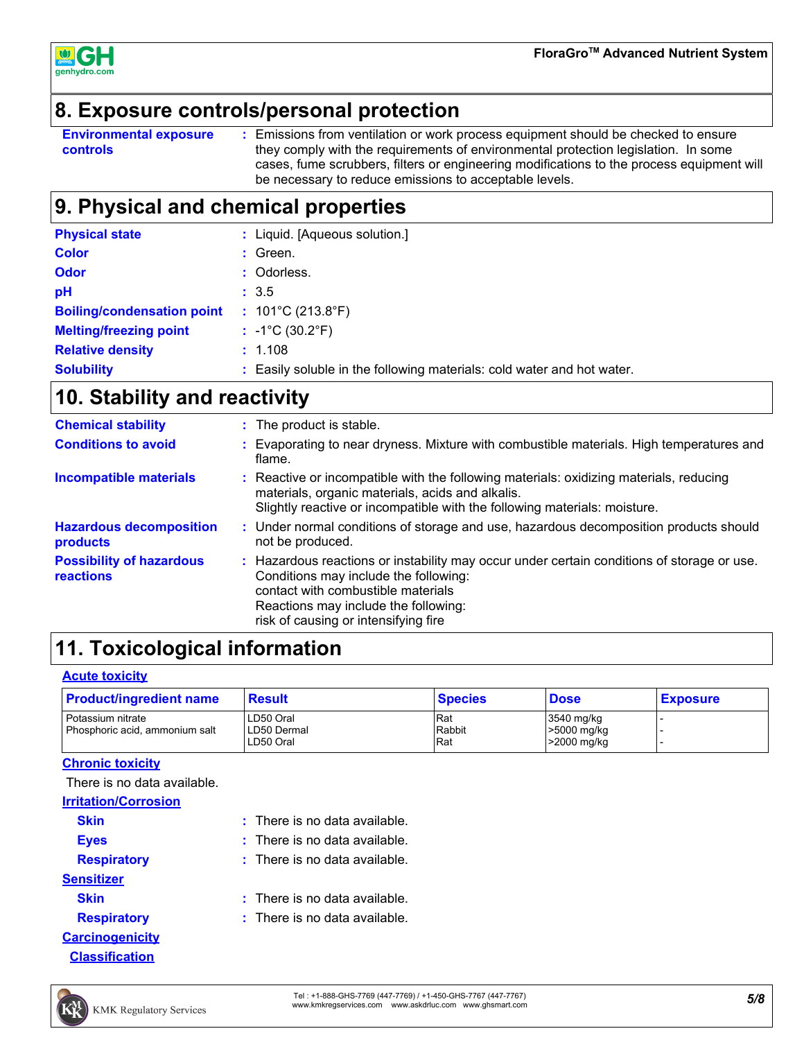## 8. Exposure controls/personal protection

**Environmental exposure controls** : Emissions from ventilation or work process equipment should be checked to ensure they comply with the requirements of environmental protection legislation. In some cases, fume scrubbers, filters or engineering modifications to the process equipment will be necessary to reduce emissions to acceptable levels.

## 9. Physical and chemical properties

**Physical state** : Liquid. [Aqueous solution.]

**Color** : Green.

**Odor** : Odorless.

**pH** : 3.5

**Boiling/condensation point** : 101°C (213.8°F)

**Melting/freezing point** : -1°C (30.2°F)

**Relative density** : 1.108

**Solubility** : Easily soluble in the following materials: cold water and hot water.

## 10. Stability and reactivity

**Chemical stability** : The product is stable.

**Conditions to avoid** : Evaporating to near dryness. Mixture with combustible materials. High temperatures and flame.

**Incompatible materials** : Reactive or incompatible with the following materials: oxidizing materials, reducing materials, organic materials, acids and alkalis.
Slightly reactive or incompatible with the following materials: moisture.

**Hazardous decomposition products** : Under normal conditions of storage and use, hazardous decomposition products should not be produced.

**Possibility of hazardous reactions** : Hazardous reactions or instability may occur under certain conditions of storage or use.
Conditions may include the following:
contact with combustible materials
Reactions may include the following:
risk of causing or intensifying fire

## 11. Toxicological information

**Acute toxicity**

| Product/ingredient name | Result | Species | Dose | Exposure |
|---|---|---|---|---|
| Potassium nitrate | LD50 Oral | Rat | 3540 mg/kg | - |
| Phosphoric acid, ammonium salt | LD50 Dermal | Rabbit | >5000 mg/kg | - |
| | LD50 Oral | Rat | >2000 mg/kg | - |

**Chronic toxicity**

There is no data available.

**Irritation/Corrosion**

**Skin** : There is no data available.

**Eyes** : There is no data available.

**Respiratory** : There is no data available.

**Sensitizer**

**Skin** : There is no data available.

**Respiratory** : There is no data available.

**Carcinogenicity**

**Classification**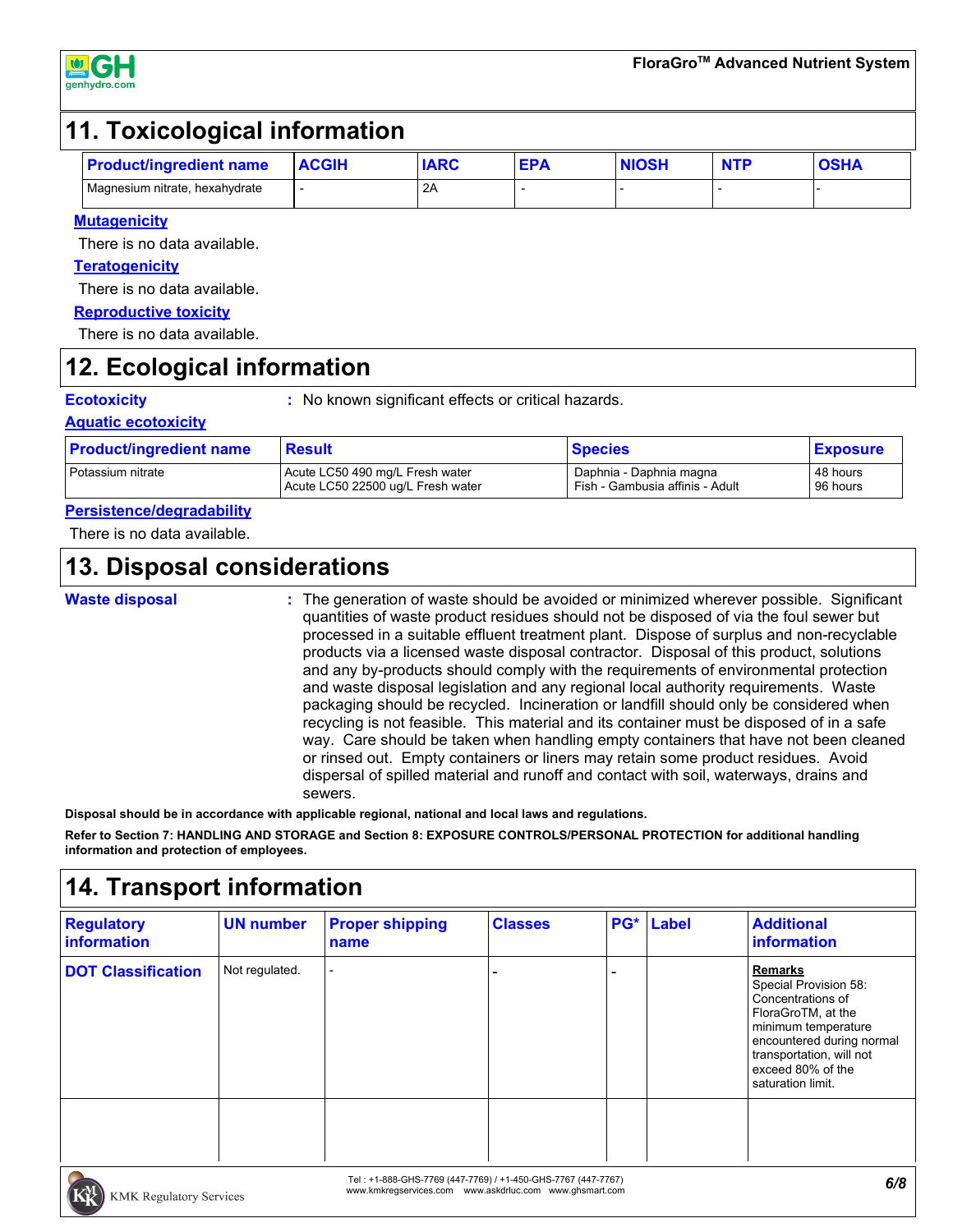## 11. Toxicological information

| Product/ingredient name | ACGIH | IARC | EPA | NIOSH | NTP | OSHA |
|---|---|---|---|---|---|---|
| Magnesium nitrate, hexahydrate | - | 2A | - | - | - | - |

**Mutagenicity**

There is no data available.

**Teratogenicity**

There is no data available.

**Reproductive toxicity**

There is no data available.

## 12. Ecological information

**Ecotoxicity** : No known significant effects or critical hazards.

**Aquatic ecotoxicity**

| Product/ingredient name | Result | Species | Exposure |
|---|---|---|---|
| Potassium nitrate | Acute LC50 490 mg/L Fresh water<br>Acute LC50 22500 ug/L Fresh water | Daphnia - Daphnia magna<br>Fish - Gambusia affinis - Adult | 48 hours<br>96 hours |

**Persistence/degradability**

There is no data available.

## 13. Disposal considerations

**Waste disposal** : The generation of waste should be avoided or minimized wherever possible. Significant quantities of waste product residues should not be disposed of via the foul sewer but processed in a suitable effluent treatment plant. Dispose of surplus and non-recyclable products via a licensed waste disposal contractor. Disposal of this product, solutions and any by-products should comply with the requirements of environmental protection and waste disposal legislation and any regional local authority requirements. Waste packaging should be recycled. Incineration or landfill should only be considered when recycling is not feasible. This material and its container must be disposed of in a safe way. Care should be taken when handling empty containers that have not been cleaned or rinsed out. Empty containers or liners may retain some product residues. Avoid dispersal of spilled material and runoff and contact with soil, waterways, drains and sewers.

**Disposal should be in accordance with applicable regional, national and local laws and regulations.**

**Refer to Section 7: HANDLING AND STORAGE and Section 8: EXPOSURE CONTROLS/PERSONAL PROTECTION for additional handling information and protection of employees.**

## 14. Transport information

| Regulatory information | UN number | Proper shipping name | Classes | PG* | Label | Additional information |
|---|---|---|---|---|---|---|
| DOT Classification | Not regulated. | - | - | - | | **Remarks**<br>Special Provision 58: Concentrations of FloraGroTM, at the minimum temperature encountered during normal transportation, will not exceed 80% of the saturation limit. |
| | | | | | | |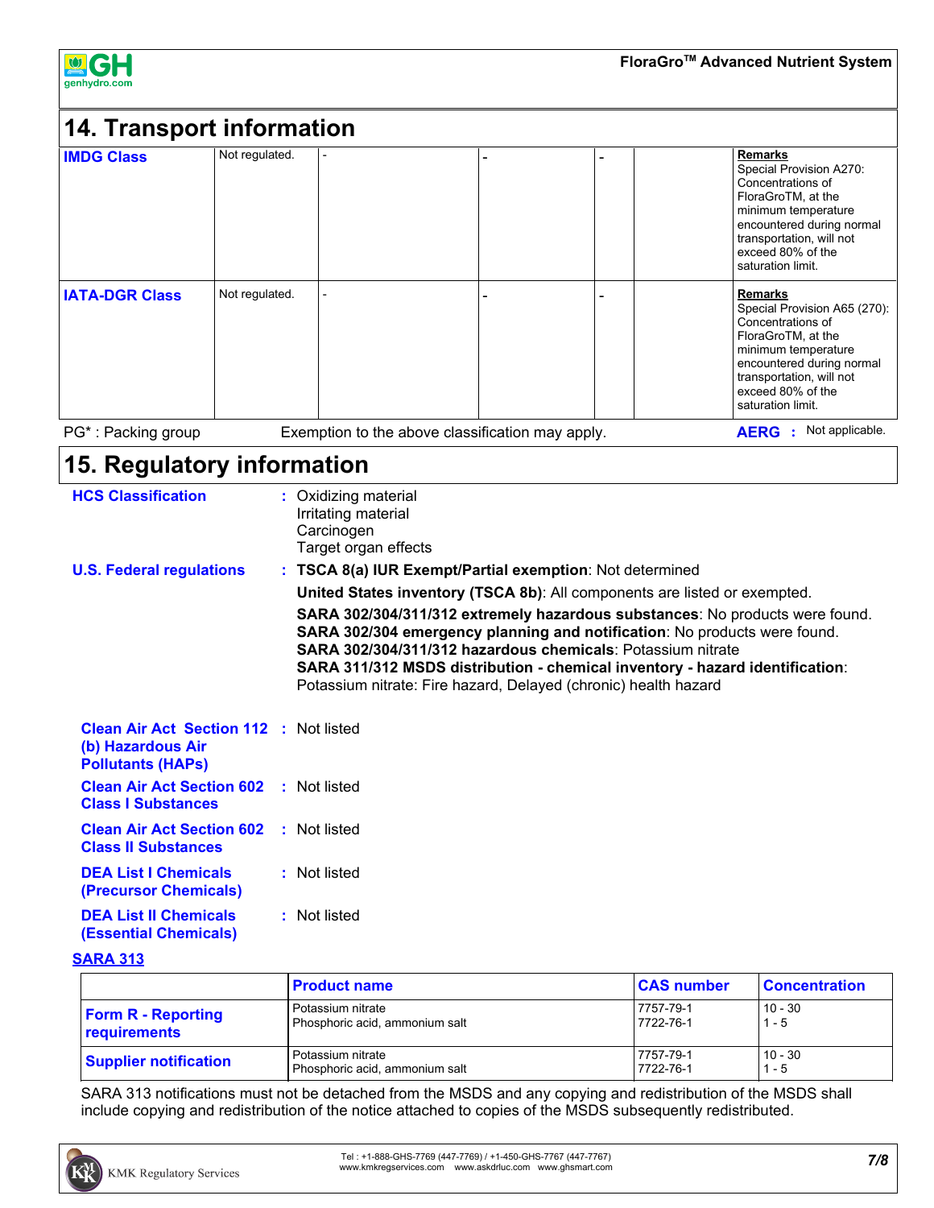## 14. Transport information

| | | | | | | |
|---|---|---|---|---|---|---|
| **IMDG Class** | Not regulated. | - | - | - | | **Remarks** Special Provision A270: Concentrations of FloraGroTM, at the minimum temperature encountered during normal transportation, will not exceed 80% of the saturation limit. |
| **IATA-DGR Class** | Not regulated. | - | - | - | | **Remarks** Special Provision A65 (270): Concentrations of FloraGroTM, at the minimum temperature encountered during normal transportation, will not exceed 80% of the saturation limit. |

PG* : Packing group Exemption to the above classification may apply. **AERG** : Not applicable.

## 15. Regulatory information

**HCS Classification** : Oxidizing material
Irritating material
Carcinogen
Target organ effects

**U.S. Federal regulations** : **TSCA 8(a) IUR Exempt/Partial exemption**: Not determined

**United States inventory (TSCA 8b)**: All components are listed or exempted.

**SARA 302/304/311/312 extremely hazardous substances**: No products were found.
**SARA 302/304 emergency planning and notification**: No products were found.
**SARA 302/304/311/312 hazardous chemicals**: Potassium nitrate
**SARA 311/312 MSDS distribution - chemical inventory - hazard identification**: Potassium nitrate: Fire hazard, Delayed (chronic) health hazard

**Clean Air Act Section 112 (b) Hazardous Air Pollutants (HAPs)** : Not listed

**Clean Air Act Section 602 Class I Substances** : Not listed

**Clean Air Act Section 602 Class II Substances** : Not listed

**DEA List I Chemicals (Precursor Chemicals)** : Not listed

**DEA List II Chemicals (Essential Chemicals)** : Not listed

**SARA 313**

| | Product name | CAS number | Concentration |
|---|---|---|---|
| **Form R - Reporting requirements** | Potassium nitrate<br>Phosphoric acid, ammonium salt | 7757-79-1<br>7722-76-1 | 10 - 30<br>1 - 5 |
| **Supplier notification** | Potassium nitrate<br>Phosphoric acid, ammonium salt | 7757-79-1<br>7722-76-1 | 10 - 30<br>1 - 5 |

SARA 313 notifications must not be detached from the MSDS and any copying and redistribution of the MSDS shall include copying and redistribution of the notice attached to copies of the MSDS subsequently redistributed.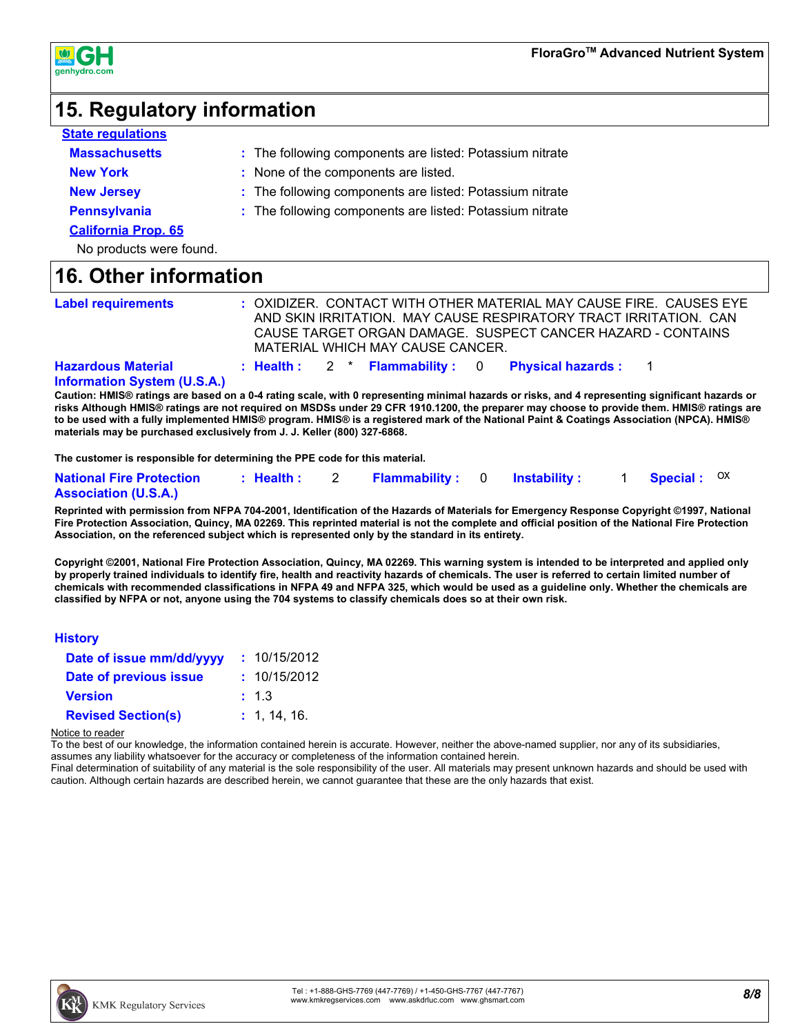## 15. Regulatory information

**State regulations**

| | |
|---|---|
| **Massachusetts** | : The following components are listed: Potassium nitrate |
| **New York** | : None of the components are listed. |
| **New Jersey** | : The following components are listed: Potassium nitrate |
| **Pennsylvania** | : The following components are listed: Potassium nitrate |

**California Prop. 65**

No products were found.

## 16. Other information

**Label requirements** : OXIDIZER. CONTACT WITH OTHER MATERIAL MAY CAUSE FIRE. CAUSES EYE AND SKIN IRRITATION. MAY CAUSE RESPIRATORY TRACT IRRITATION. CAN CAUSE TARGET ORGAN DAMAGE. SUSPECT CANCER HAZARD - CONTAINS MATERIAL WHICH MAY CAUSE CANCER.

**Hazardous Material Information System (U.S.A.)** : **Health :** 2 * **Flammability :** 0 **Physical hazards :** 1

**Caution: HMIS® ratings are based on a 0-4 rating scale, with 0 representing minimal hazards or risks, and 4 representing significant hazards or risks Although HMIS® ratings are not required on MSDSs under 29 CFR 1910.1200, the preparer may choose to provide them. HMIS® ratings are to be used with a fully implemented HMIS® program. HMIS® is a registered mark of the National Paint & Coatings Association (NPCA). HMIS® materials may be purchased exclusively from J. J. Keller (800) 327-6868.**

**The customer is responsible for determining the PPE code for this material.**

**National Fire Protection Association (U.S.A.)** : **Health :** 2 **Flammability :** 0 **Instability :** 1 **Special :** OX

**Reprinted with permission from NFPA 704-2001, Identification of the Hazards of Materials for Emergency Response Copyright ©1997, National Fire Protection Association, Quincy, MA 02269. This reprinted material is not the complete and official position of the National Fire Protection Association, on the referenced subject which is represented only by the standard in its entirety.**

**Copyright ©2001, National Fire Protection Association, Quincy, MA 02269. This warning system is intended to be interpreted and applied only by properly trained individuals to identify fire, health and reactivity hazards of chemicals. The user is referred to certain limited number of chemicals with recommended classifications in NFPA 49 and NFPA 325, which would be used as a guideline only. Whether the chemicals are classified by NFPA or not, anyone using the 704 systems to classify chemicals does so at their own risk.**

**History**

| | |
|---|---|
| **Date of issue mm/dd/yyyy** | : 10/15/2012 |
| **Date of previous issue** | : 10/15/2012 |
| **Version** | : 1.3 |
| **Revised Section(s)** | : 1, 14, 16. |

Notice to reader

To the best of our knowledge, the information contained herein is accurate. However, neither the above-named supplier, nor any of its subsidiaries, assumes any liability whatsoever for the accuracy or completeness of the information contained herein.
Final determination of suitability of any material is the sole responsibility of the user. All materials may present unknown hazards and should be used with caution. Although certain hazards are described herein, we cannot guarantee that these are the only hazards that exist.